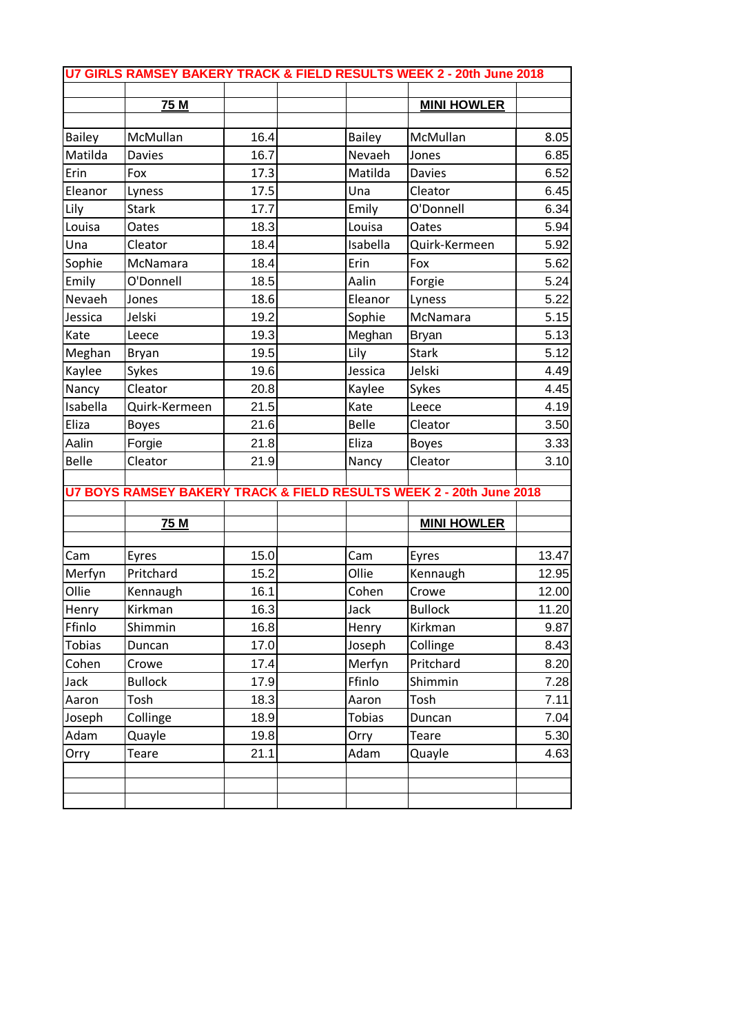## U7 GIRLS RAMSEY BAKERY TRACK & FIELD RESULTS WEEK 2 - 20th June 2018

| | 75 M | | | | MINI HOWLER | |
|---|---|---|---|---|---|---|
| Bailey | McMullan | 16.4 | | Bailey | McMullan | 8.05 |
| Matilda | Davies | 16.7 | | Nevaeh | Jones | 6.85 |
| Erin | Fox | 17.3 | | Matilda | Davies | 6.52 |
| Eleanor | Lyness | 17.5 | | Una | Cleator | 6.45 |
| Lily | Stark | 17.7 | | Emily | O'Donnell | 6.34 |
| Louisa | Oates | 18.3 | | Louisa | Oates | 5.94 |
| Una | Cleator | 18.4 | | Isabella | Quirk-Kermeen | 5.92 |
| Sophie | McNamara | 18.4 | | Erin | Fox | 5.62 |
| Emily | O'Donnell | 18.5 | | Aalin | Forgie | 5.24 |
| Nevaeh | Jones | 18.6 | | Eleanor | Lyness | 5.22 |
| Jessica | Jelski | 19.2 | | Sophie | McNamara | 5.15 |
| Kate | Leece | 19.3 | | Meghan | Bryan | 5.13 |
| Meghan | Bryan | 19.5 | | Lily | Stark | 5.12 |
| Kaylee | Sykes | 19.6 | | Jessica | Jelski | 4.49 |
| Nancy | Cleator | 20.8 | | Kaylee | Sykes | 4.45 |
| Isabella | Quirk-Kermeen | 21.5 | | Kate | Leece | 4.19 |
| Eliza | Boyes | 21.6 | | Belle | Cleator | 3.50 |
| Aalin | Forgie | 21.8 | | Eliza | Boyes | 3.33 |
| Belle | Cleator | 21.9 | | Nancy | Cleator | 3.10 |

## U7 BOYS RAMSEY BAKERY TRACK & FIELD RESULTS WEEK 2 - 20th June 2018

| | 75 M | | | | MINI HOWLER | |
|---|---|---|---|---|---|---|
| Cam | Eyres | 15.0 | | Cam | Eyres | 13.47 |
| Merfyn | Pritchard | 15.2 | | Ollie | Kennaugh | 12.95 |
| Ollie | Kennaugh | 16.1 | | Cohen | Crowe | 12.00 |
| Henry | Kirkman | 16.3 | | Jack | Bullock | 11.20 |
| Ffinlo | Shimmin | 16.8 | | Henry | Kirkman | 9.87 |
| Tobias | Duncan | 17.0 | | Joseph | Collinge | 8.43 |
| Cohen | Crowe | 17.4 | | Merfyn | Pritchard | 8.20 |
| Jack | Bullock | 17.9 | | Ffinlo | Shimmin | 7.28 |
| Aaron | Tosh | 18.3 | | Aaron | Tosh | 7.11 |
| Joseph | Collinge | 18.9 | | Tobias | Duncan | 7.04 |
| Adam | Quayle | 19.8 | | Orry | Teare | 5.30 |
| Orry | Teare | 21.1 | | Adam | Quayle | 4.63 |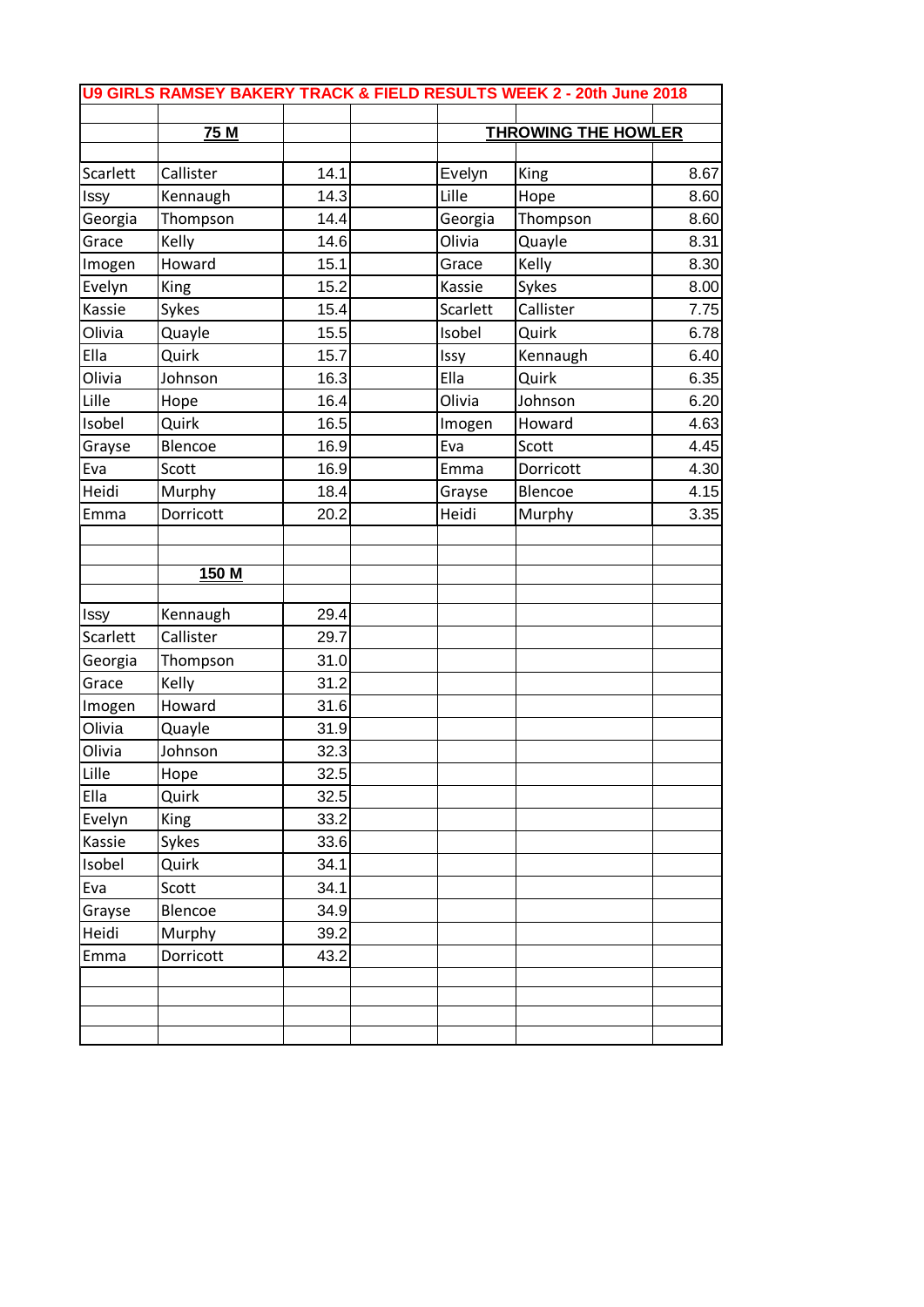# U9 GIRLS RAMSEY BAKERY TRACK & FIELD RESULTS WEEK 2 - 20th June 2018

## 75 M

| First Name | Surname | Time |
|---|---|---|
| Scarlett | Callister | 14.1 |
| Issy | Kennaugh | 14.3 |
| Georgia | Thompson | 14.4 |
| Grace | Kelly | 14.6 |
| Imogen | Howard | 15.1 |
| Evelyn | King | 15.2 |
| Kassie | Sykes | 15.4 |
| Olivia | Quayle | 15.5 |
| Ella | Quirk | 15.7 |
| Olivia | Johnson | 16.3 |
| Lille | Hope | 16.4 |
| Isobel | Quirk | 16.5 |
| Grayse | Blencoe | 16.9 |
| Eva | Scott | 16.9 |
| Heidi | Murphy | 18.4 |
| Emma | Dorricott | 20.2 |

## THROWING THE HOWLER

| First Name | Surname | Distance |
|---|---|---|
| Evelyn | King | 8.67 |
| Lille | Hope | 8.60 |
| Georgia | Thompson | 8.60 |
| Olivia | Quayle | 8.31 |
| Grace | Kelly | 8.30 |
| Kassie | Sykes | 8.00 |
| Scarlett | Callister | 7.75 |
| Isobel | Quirk | 6.78 |
| Issy | Kennaugh | 6.40 |
| Ella | Quirk | 6.35 |
| Olivia | Johnson | 6.20 |
| Imogen | Howard | 4.63 |
| Eva | Scott | 4.45 |
| Emma | Dorricott | 4.30 |
| Grayse | Blencoe | 4.15 |
| Heidi | Murphy | 3.35 |

## 150 M

| First Name | Surname | Time |
|---|---|---|
| Issy | Kennaugh | 29.4 |
| Scarlett | Callister | 29.7 |
| Georgia | Thompson | 31.0 |
| Grace | Kelly | 31.2 |
| Imogen | Howard | 31.6 |
| Olivia | Quayle | 31.9 |
| Olivia | Johnson | 32.3 |
| Lille | Hope | 32.5 |
| Ella | Quirk | 32.5 |
| Evelyn | King | 33.2 |
| Kassie | Sykes | 33.6 |
| Isobel | Quirk | 34.1 |
| Eva | Scott | 34.1 |
| Grayse | Blencoe | 34.9 |
| Heidi | Murphy | 39.2 |
| Emma | Dorricott | 43.2 |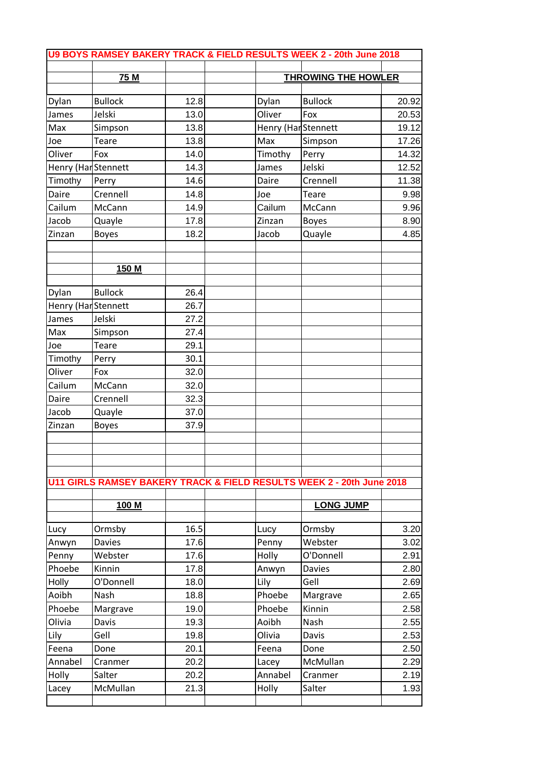## U9 BOYS RAMSEY BAKERY TRACK & FIELD RESULTS WEEK 2 - 20th June 2018

| 75 M | | | | THROWING THE HOWLER | | |
|---|---|---|---|---|---|---|
| Dylan | Bullock | 12.8 | | Dylan | Bullock | 20.92 |
| James | Jelski | 13.0 | | Oliver | Fox | 20.53 |
| Max | Simpson | 13.8 | | Henry (Har | Stennett | 19.12 |
| Joe | Teare | 13.8 | | Max | Simpson | 17.26 |
| Oliver | Fox | 14.0 | | Timothy | Perry | 14.32 |
| Henry (Har | Stennett | 14.3 | | James | Jelski | 12.52 |
| Timothy | Perry | 14.6 | | Daire | Crennell | 11.38 |
| Daire | Crennell | 14.8 | | Joe | Teare | 9.98 |
| Cailum | McCann | 14.9 | | Cailum | McCann | 9.96 |
| Jacob | Quayle | 17.8 | | Zinzan | Boyes | 8.90 |
| Zinzan | Boyes | 18.2 | | Jacob | Quayle | 4.85 |

| 150 M | | |
|---|---|---|
| Dylan | Bullock | 26.4 |
| Henry (Har | Stennett | 26.7 |
| James | Jelski | 27.2 |
| Max | Simpson | 27.4 |
| Joe | Teare | 29.1 |
| Timothy | Perry | 30.1 |
| Oliver | Fox | 32.0 |
| Cailum | McCann | 32.0 |
| Daire | Crennell | 32.3 |
| Jacob | Quayle | 37.0 |
| Zinzan | Boyes | 37.9 |

## U11 GIRLS RAMSEY BAKERY TRACK & FIELD RESULTS WEEK 2 - 20th June 2018

| 100 M | | | | LONG JUMP | | |
|---|---|---|---|---|---|---|
| Lucy | Ormsby | 16.5 | | Lucy | Ormsby | 3.20 |
| Anwyn | Davies | 17.6 | | Penny | Webster | 3.02 |
| Penny | Webster | 17.6 | | Holly | O'Donnell | 2.91 |
| Phoebe | Kinnin | 17.8 | | Anwyn | Davies | 2.80 |
| Holly | O'Donnell | 18.0 | | Lily | Gell | 2.69 |
| Aoibh | Nash | 18.8 | | Phoebe | Margrave | 2.65 |
| Phoebe | Margrave | 19.0 | | Phoebe | Kinnin | 2.58 |
| Olivia | Davis | 19.3 | | Aoibh | Nash | 2.55 |
| Lily | Gell | 19.8 | | Olivia | Davis | 2.53 |
| Feena | Done | 20.1 | | Feena | Done | 2.50 |
| Annabel | Cranmer | 20.2 | | Lacey | McMullan | 2.29 |
| Holly | Salter | 20.2 | | Annabel | Cranmer | 2.19 |
| Lacey | McMullan | 21.3 | | Holly | Salter | 1.93 |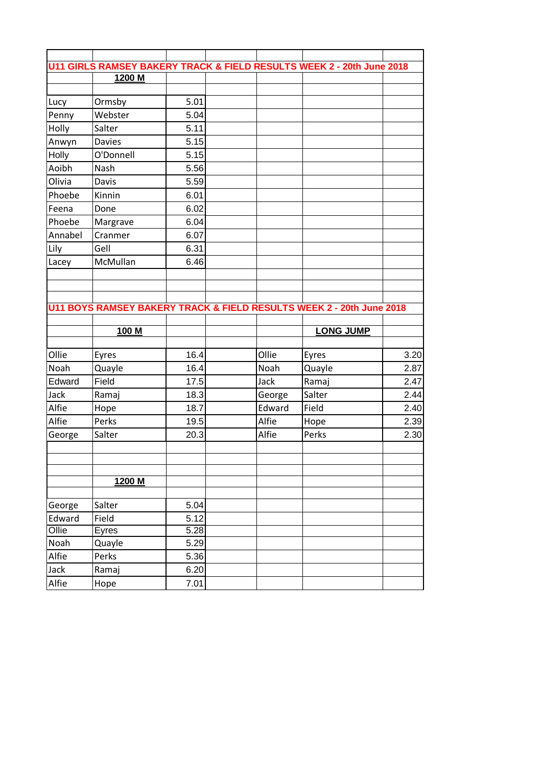## U11 GIRLS RAMSEY BAKERY TRACK & FIELD RESULTS WEEK 2 - 20th June 2018

**1200 M**

| | | |
|---|---|---|
| Lucy | Ormsby | 5.01 |
| Penny | Webster | 5.04 |
| Holly | Salter | 5.11 |
| Anwyn | Davies | 5.15 |
| Holly | O'Donnell | 5.15 |
| Aoibh | Nash | 5.56 |
| Olivia | Davis | 5.59 |
| Phoebe | Kinnin | 6.01 |
| Feena | Done | 6.02 |
| Phoebe | Margrave | 6.04 |
| Annabel | Cranmer | 6.07 |
| Lily | Gell | 6.31 |
| Lacey | McMullan | 6.46 |

## U11 BOYS RAMSEY BAKERY TRACK & FIELD RESULTS WEEK 2 - 20th June 2018

**100 M**

| | | |
|---|---|---|
| Ollie | Eyres | 16.4 |
| Noah | Quayle | 16.4 |
| Edward | Field | 17.5 |
| Jack | Ramaj | 18.3 |
| Alfie | Hope | 18.7 |
| Alfie | Perks | 19.5 |
| George | Salter | 20.3 |

**LONG JUMP**

| | | |
|---|---|---|
| Ollie | Eyres | 3.20 |
| Noah | Quayle | 2.87 |
| Jack | Ramaj | 2.47 |
| George | Salter | 2.44 |
| Edward | Field | 2.40 |
| Alfie | Hope | 2.39 |
| Alfie | Perks | 2.30 |

**1200 M**

| | | |
|---|---|---|
| George | Salter | 5.04 |
| Edward | Field | 5.12 |
| Ollie | Eyres | 5.28 |
| Noah | Quayle | 5.29 |
| Alfie | Perks | 5.36 |
| Jack | Ramaj | 6.20 |
| Alfie | Hope | 7.01 |